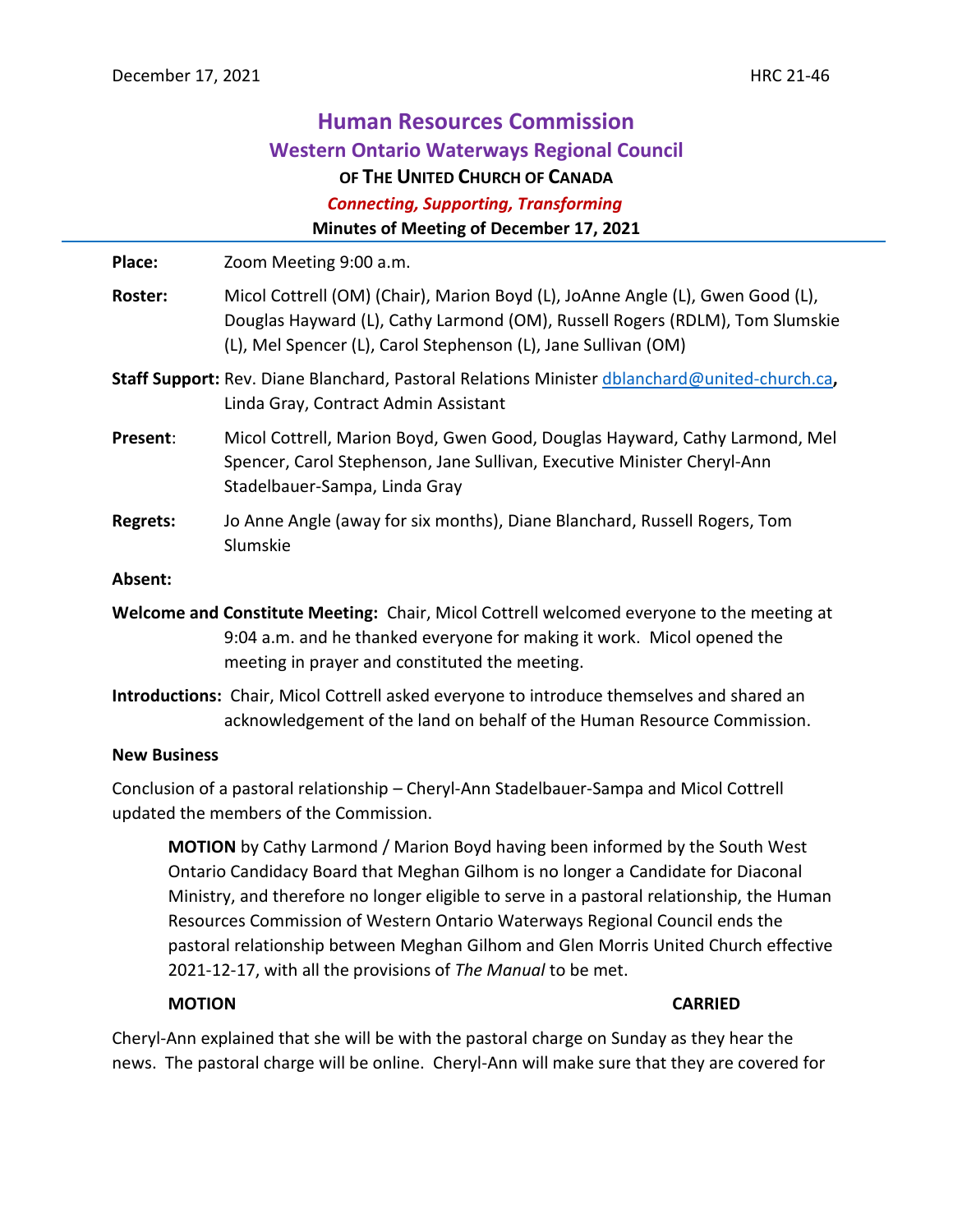December 17, 2021 HRC 21-46

# Human Resources Commission

## Western Ontario Waterways Regional Council

### OF THE UNITED CHURCH OF CANADA

***Connecting, Supporting, Transforming***

**Minutes of Meeting of December 17, 2021**

**Place:** Zoom Meeting 9:00 a.m.

**Roster:** Micol Cottrell (OM) (Chair), Marion Boyd (L), JoAnne Angle (L), Gwen Good (L), Douglas Hayward (L), Cathy Larmond (OM), Russell Rogers (RDLM), Tom Slumskie (L), Mel Spencer (L), Carol Stephenson (L), Jane Sullivan (OM)

**Staff Support:** Rev. Diane Blanchard, Pastoral Relations Minister dblanchard@united-church.ca**,** Linda Gray, Contract Admin Assistant

**Present**: Micol Cottrell, Marion Boyd, Gwen Good, Douglas Hayward, Cathy Larmond, Mel Spencer, Carol Stephenson, Jane Sullivan, Executive Minister Cheryl-Ann Stadelbauer-Sampa, Linda Gray

**Regrets:** Jo Anne Angle (away for six months), Diane Blanchard, Russell Rogers, Tom Slumskie

**Absent:**

**Welcome and Constitute Meeting:** Chair, Micol Cottrell welcomed everyone to the meeting at 9:04 a.m. and he thanked everyone for making it work. Micol opened the meeting in prayer and constituted the meeting.

**Introductions:** Chair, Micol Cottrell asked everyone to introduce themselves and shared an acknowledgement of the land on behalf of the Human Resource Commission.

**New Business**

Conclusion of a pastoral relationship – Cheryl-Ann Stadelbauer-Sampa and Micol Cottrell updated the members of the Commission.

> **MOTION** by Cathy Larmond / Marion Boyd having been informed by the South West Ontario Candidacy Board that Meghan Gilhom is no longer a Candidate for Diaconal Ministry, and therefore no longer eligible to serve in a pastoral relationship, the Human Resources Commission of Western Ontario Waterways Regional Council ends the pastoral relationship between Meghan Gilhom and Glen Morris United Church effective 2021-12-17, with all the provisions of *The Manual* to be met.
>
> **MOTION** **CARRIED**

Cheryl-Ann explained that she will be with the pastoral charge on Sunday as they hear the news. The pastoral charge will be online. Cheryl-Ann will make sure that they are covered for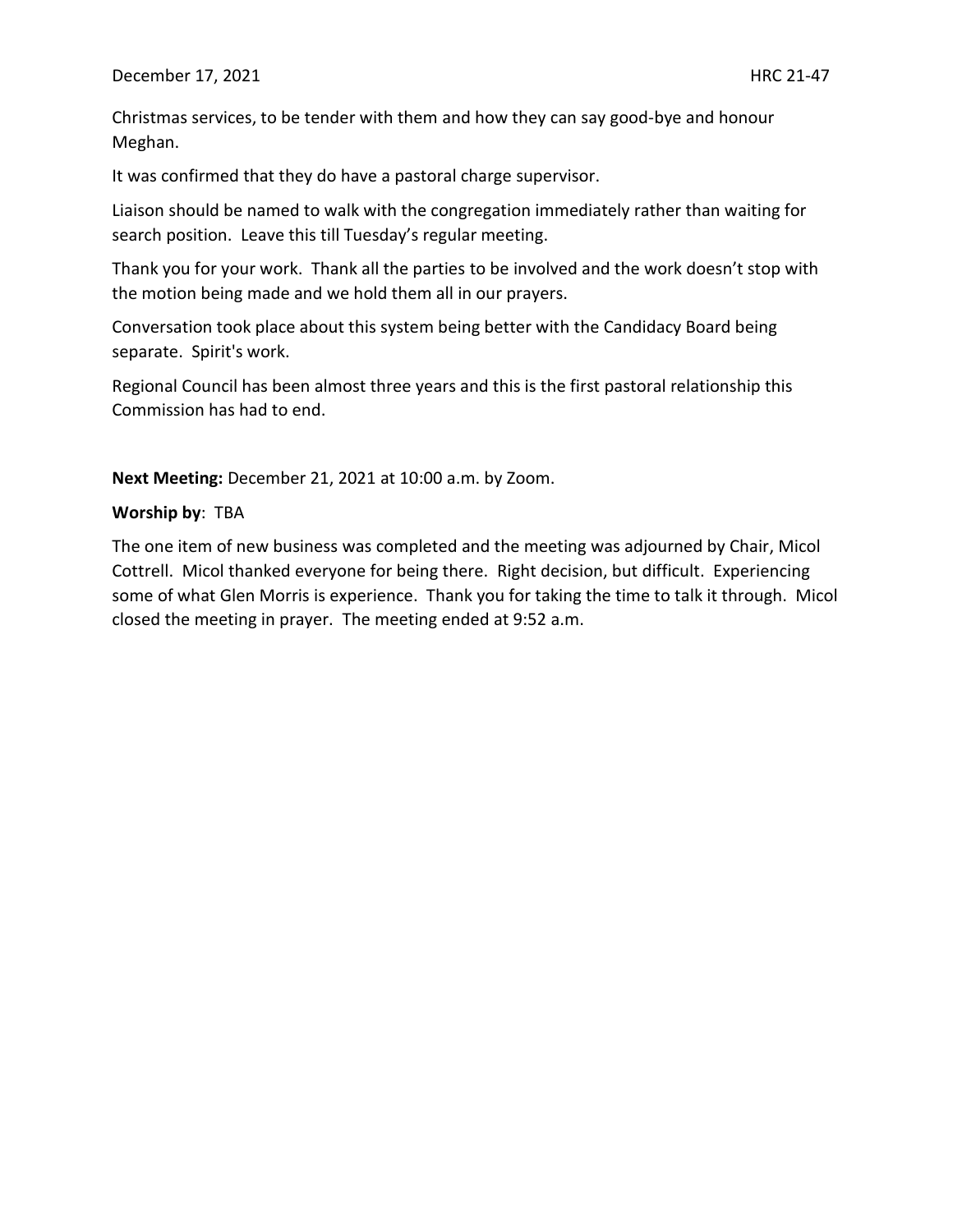Christmas services, to be tender with them and how they can say good-bye and honour Meghan.

It was confirmed that they do have a pastoral charge supervisor.

Liaison should be named to walk with the congregation immediately rather than waiting for search position. Leave this till Tuesday's regular meeting.

Thank you for your work. Thank all the parties to be involved and the work doesn't stop with the motion being made and we hold them all in our prayers.

Conversation took place about this system being better with the Candidacy Board being separate. Spirit's work.

Regional Council has been almost three years and this is the first pastoral relationship this Commission has had to end.

**Next Meeting:** December 21, 2021 at 10:00 a.m. by Zoom.

**Worship by**: TBA

The one item of new business was completed and the meeting was adjourned by Chair, Micol Cottrell. Micol thanked everyone for being there. Right decision, but difficult. Experiencing some of what Glen Morris is experience. Thank you for taking the time to talk it through. Micol closed the meeting in prayer. The meeting ended at 9:52 a.m.